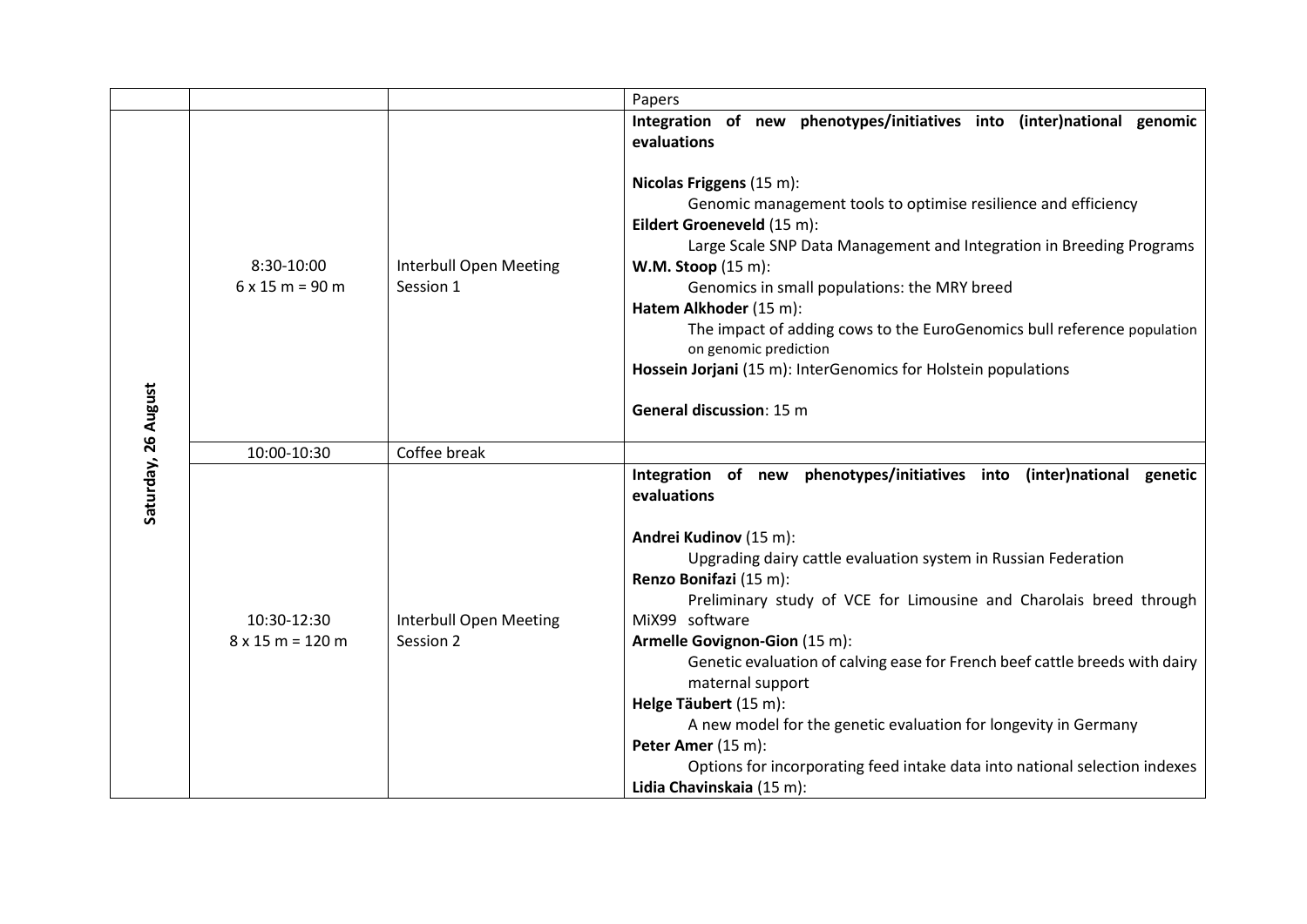| | | | Papers |
|---|---|---|---|
| Saturday, 26 August | 8:30-10:00<br>6 x 15 m = 90 m | Interbull Open Meeting<br>Session 1 | **Integration of new phenotypes/initiatives into (inter)national genomic evaluations**<br><br>**Nicolas Friggens** (15 m):<br>Genomic management tools to optimise resilience and efficiency<br>**Eildert Groeneveld** (15 m):<br>Large Scale SNP Data Management and Integration in Breeding Programs<br>**W.M. Stoop** (15 m):<br>Genomics in small populations: the MRY breed<br>**Hatem Alkhoder** (15 m):<br>The impact of adding cows to the EuroGenomics bull reference population on genomic prediction<br>**Hossein Jorjani** (15 m): InterGenomics for Holstein populations<br><br>**General discussion**: 15 m |
| | 10:00-10:30 | Coffee break | |
| | 10:30-12:30<br>8 x 15 m = 120 m | Interbull Open Meeting<br>Session 2 | **Integration of new phenotypes/initiatives into (inter)national genetic evaluations**<br><br>**Andrei Kudinov** (15 m):<br>Upgrading dairy cattle evaluation system in Russian Federation<br>**Renzo Bonifazi** (15 m):<br>Preliminary study of VCE for Limousine and Charolais breed through MiX99 software<br>**Armelle Govignon-Gion** (15 m):<br>Genetic evaluation of calving ease for French beef cattle breeds with dairy maternal support<br>**Helge Täubert** (15 m):<br>A new model for the genetic evaluation for longevity in Germany<br>**Peter Amer** (15 m):<br>Options for incorporating feed intake data into national selection indexes<br>**Lidia Chavinskaia** (15 m): |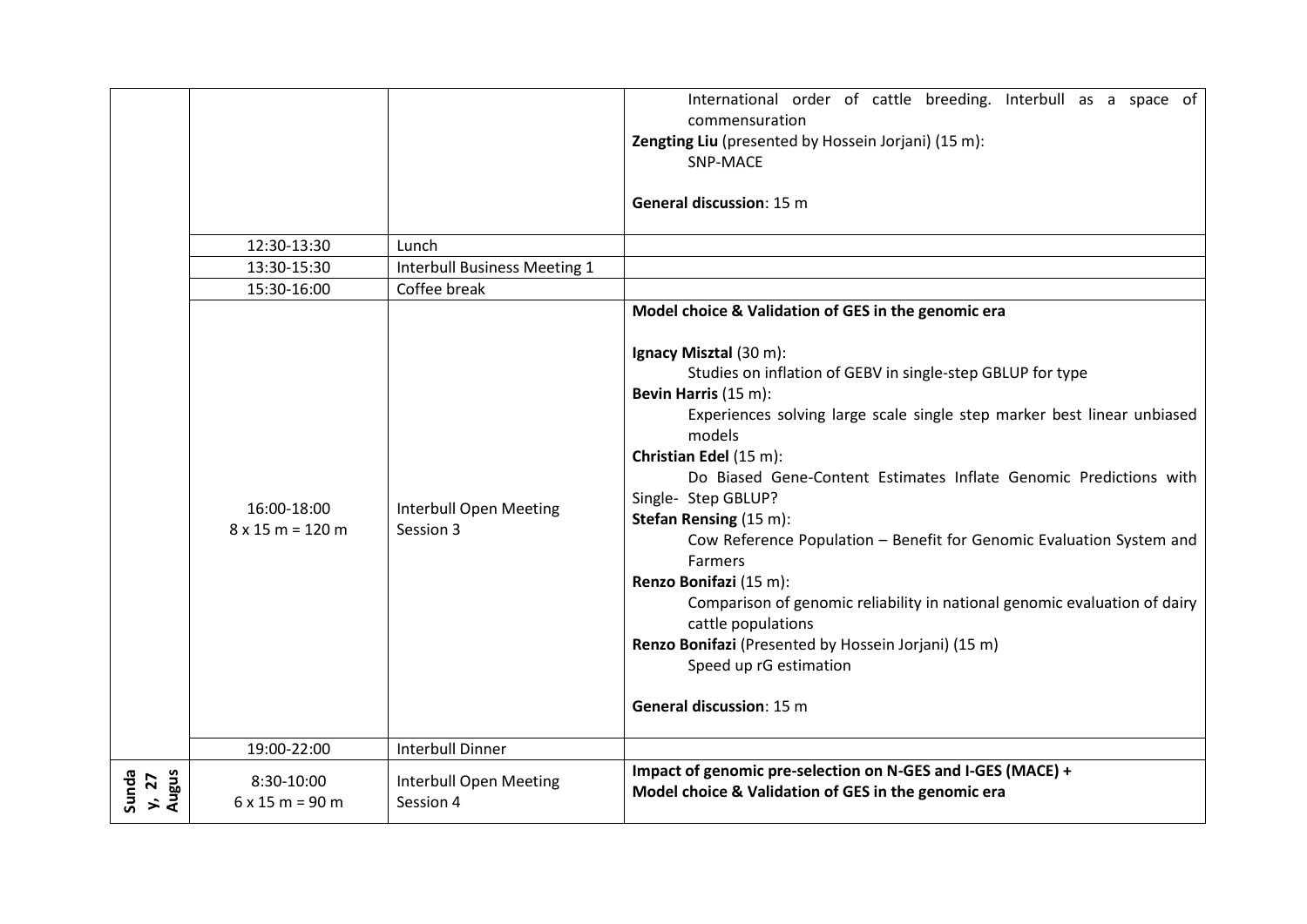| | | | |
|---|---|---|---|
| | | | International order of cattle breeding. Interbull as a space of commensuration<br>**Zengting Liu** (presented by Hossein Jorjani) (15 m):<br>SNP-MACE<br><br>**General discussion**: 15 m |
| | 12:30-13:30 | Lunch | |
| | 13:30-15:30 | Interbull Business Meeting 1 | |
| | 15:30-16:00 | Coffee break | |
| | 16:00-18:00<br>8 x 15 m = 120 m | Interbull Open Meeting Session 3 | **Model choice & Validation of GES in the genomic era**<br><br>**Ignacy Misztal** (30 m):<br>Studies on inflation of GEBV in single-step GBLUP for type<br>**Bevin Harris** (15 m):<br>Experiences solving large scale single step marker best linear unbiased models<br>**Christian Edel** (15 m):<br>Do Biased Gene-Content Estimates Inflate Genomic Predictions with Single- Step GBLUP?<br>**Stefan Rensing** (15 m):<br>Cow Reference Population – Benefit for Genomic Evaluation System and Farmers<br>**Renzo Bonifazi** (15 m):<br>Comparison of genomic reliability in national genomic evaluation of dairy cattle populations<br>**Renzo Bonifazi** (Presented by Hossein Jorjani) (15 m)<br>Speed up rG estimation<br><br>**General discussion**: 15 m |
| | 19:00-22:00 | Interbull Dinner | |
| **Sunday, 27 Augus** | 8:30-10:00<br>6 x 15 m = 90 m | Interbull Open Meeting Session 4 | **Impact of genomic pre-selection on N-GES and I-GES (MACE) +**<br>**Model choice & Validation of GES in the genomic era** |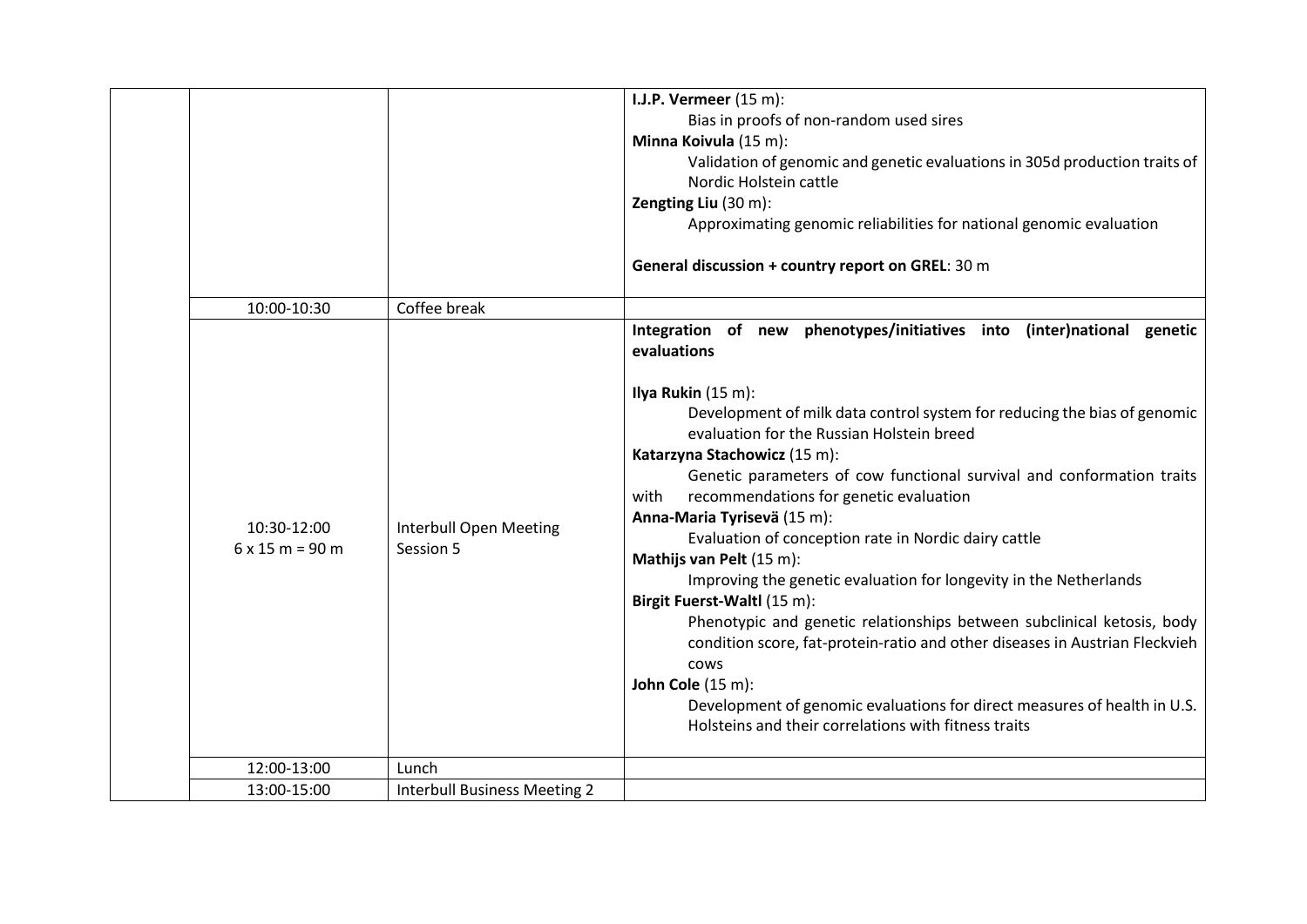| | | | |
|---|---|---|---|
| | | | **I.J.P. Vermeer** (15 m):<br>Bias in proofs of non-random used sires<br>**Minna Koivula** (15 m):<br>Validation of genomic and genetic evaluations in 305d production traits of Nordic Holstein cattle<br>**Zengting Liu** (30 m):<br>Approximating genomic reliabilities for national genomic evaluation<br><br>**General discussion + country report on GREL**: 30 m |
| | 10:00-10:30 | Coffee break | |
| | 10:30-12:00<br>6 x 15 m = 90 m | Interbull Open Meeting<br>Session 5 | **Integration of new phenotypes/initiatives into (inter)national genetic evaluations**<br><br>**Ilya Rukin** (15 m):<br>Development of milk data control system for reducing the bias of genomic evaluation for the Russian Holstein breed<br>**Katarzyna Stachowicz** (15 m):<br>Genetic parameters of cow functional survival and conformation traits with recommendations for genetic evaluation<br>**Anna-Maria Tyrisevä** (15 m):<br>Evaluation of conception rate in Nordic dairy cattle<br>**Mathijs van Pelt** (15 m):<br>Improving the genetic evaluation for longevity in the Netherlands<br>**Birgit Fuerst-Waltl** (15 m):<br>Phenotypic and genetic relationships between subclinical ketosis, body condition score, fat-protein-ratio and other diseases in Austrian Fleckvieh cows<br>**John Cole** (15 m):<br>Development of genomic evaluations for direct measures of health in U.S. Holsteins and their correlations with fitness traits |
| | 12:00-13:00 | Lunch | |
| | 13:00-15:00 | Interbull Business Meeting 2 | |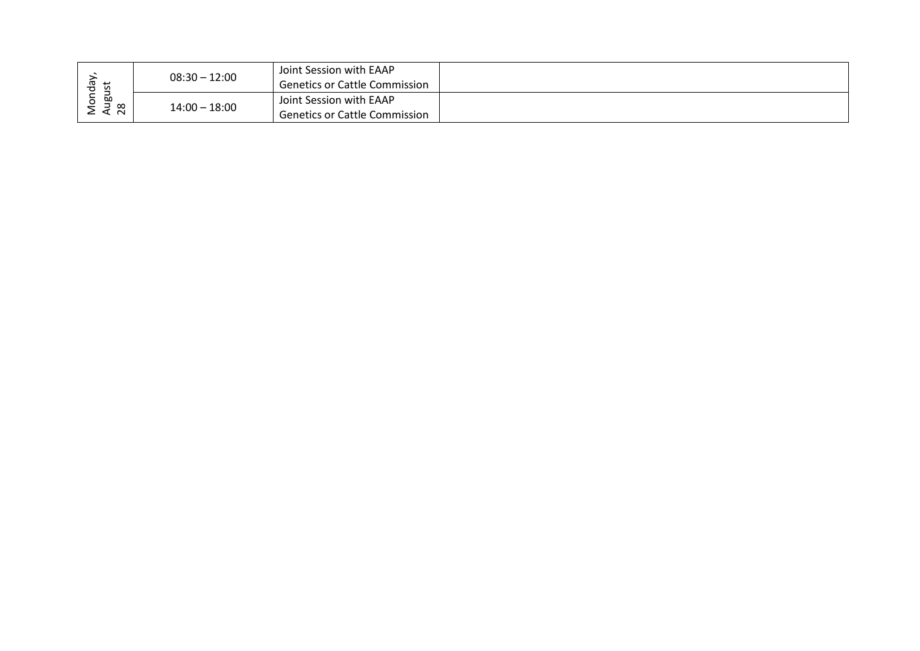| | | | |
|---|---|---|---|
| Monday, August 28 | 08:30 – 12:00 | Joint Session with EAAP Genetics or Cattle Commission | |
| | 14:00 – 18:00 | Joint Session with EAAP Genetics or Cattle Commission | |